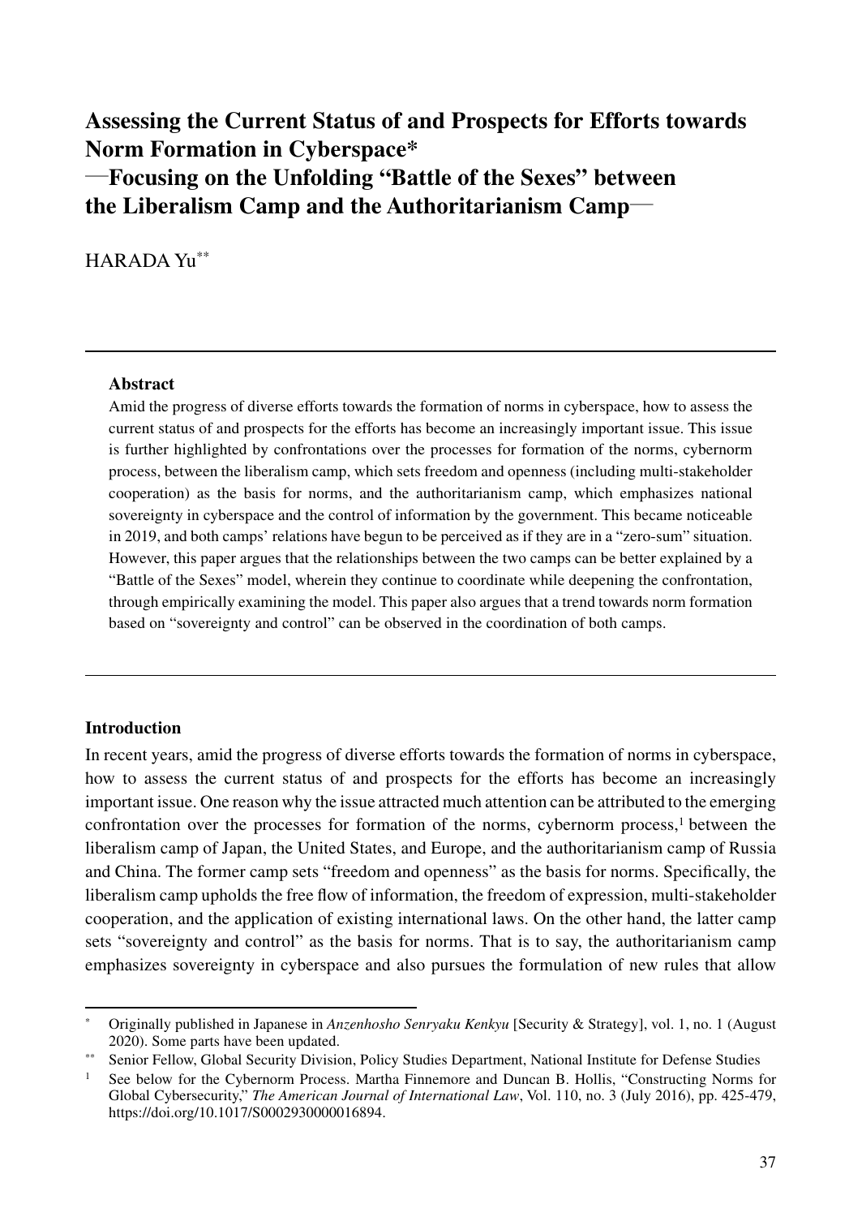# Assessing the Current Status of and Prospects for Efforts towards Norm Formation in Cyberspace*
# —Focusing on the Unfolding "Battle of the Sexes" between the Liberalism Camp and the Authoritarianism Camp—

HARADA Yu**

---

**Abstract**

Amid the progress of diverse efforts towards the formation of norms in cyberspace, how to assess the current status of and prospects for the efforts has become an increasingly important issue. This issue is further highlighted by confrontations over the processes for formation of the norms, cybernorm process, between the liberalism camp, which sets freedom and openness (including multi-stakeholder cooperation) as the basis for norms, and the authoritarianism camp, which emphasizes national sovereignty in cyberspace and the control of information by the government. This became noticeable in 2019, and both camps' relations have begun to be perceived as if they are in a "zero-sum" situation. However, this paper argues that the relationships between the two camps can be better explained by a "Battle of the Sexes" model, wherein they continue to coordinate while deepening the confrontation, through empirically examining the model. This paper also argues that a trend towards norm formation based on "sovereignty and control" can be observed in the coordination of both camps.

---

## Introduction

In recent years, amid the progress of diverse efforts towards the formation of norms in cyberspace, how to assess the current status of and prospects for the efforts has become an increasingly important issue. One reason why the issue attracted much attention can be attributed to the emerging confrontation over the processes for formation of the norms, cybernorm process,[1] between the liberalism camp of Japan, the United States, and Europe, and the authoritarianism camp of Russia and China. The former camp sets "freedom and openness" as the basis for norms. Specifically, the liberalism camp upholds the free flow of information, the freedom of expression, multi-stakeholder cooperation, and the application of existing international laws. On the other hand, the latter camp sets "sovereignty and control" as the basis for norms. That is to say, the authoritarianism camp emphasizes sovereignty in cyberspace and also pursues the formulation of new rules that allow

---

\* Originally published in Japanese in *Anzenhosho Senryaku Kenkyu* [Security & Strategy], vol. 1, no. 1 (August 2020). Some parts have been updated.

\*\* Senior Fellow, Global Security Division, Policy Studies Department, National Institute for Defense Studies

[1] See below for the Cybernorm Process. Martha Finnemore and Duncan B. Hollis, "Constructing Norms for Global Cybersecurity," *The American Journal of International Law*, Vol. 110, no. 3 (July 2016), pp. 425-479, https://doi.org/10.1017/S0002930000016894.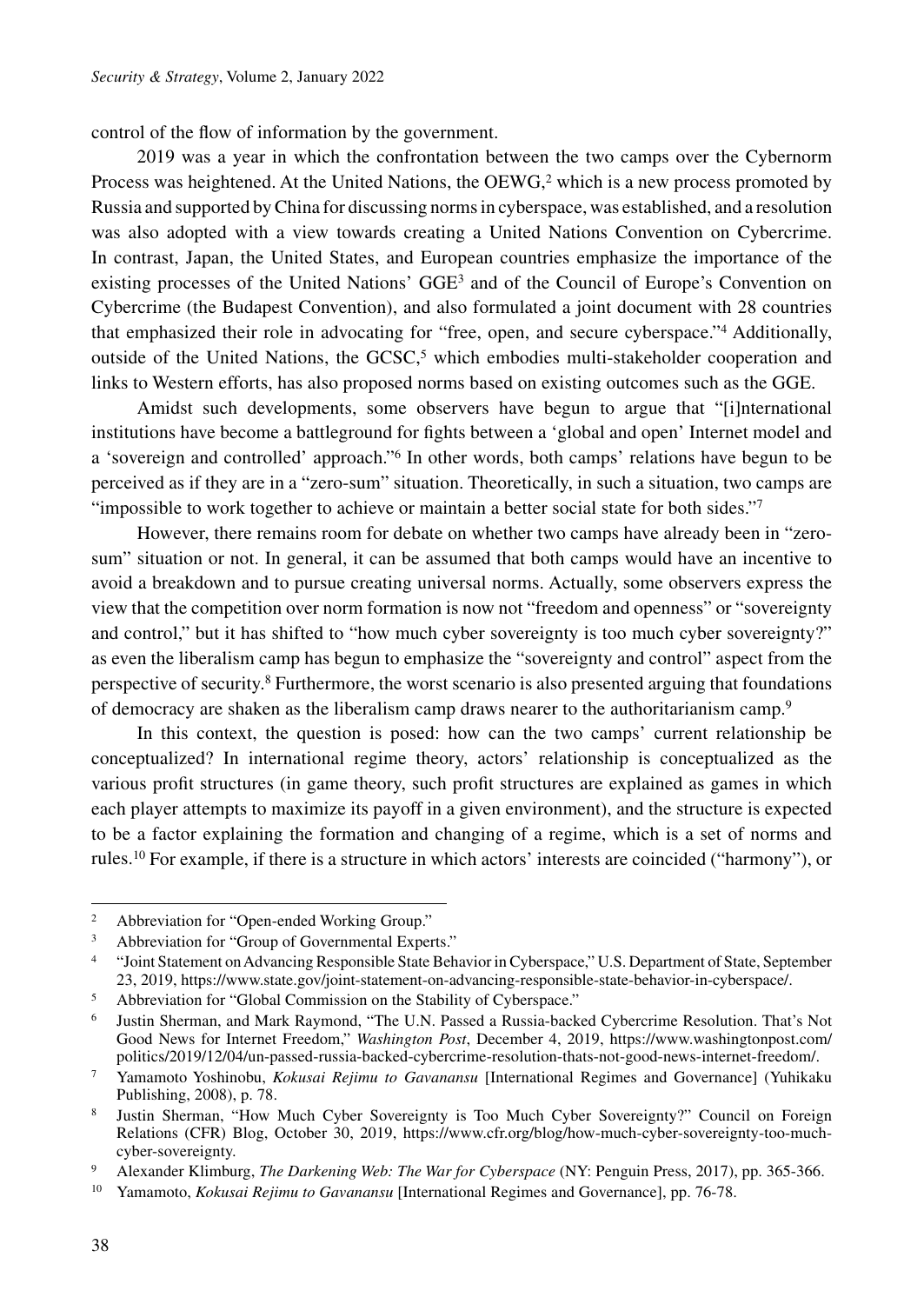control of the flow of information by the government.

2019 was a year in which the confrontation between the two camps over the Cybernorm Process was heightened. At the United Nations, the OEWG,[2] which is a new process promoted by Russia and supported by China for discussing norms in cyberspace, was established, and a resolution was also adopted with a view towards creating a United Nations Convention on Cybercrime. In contrast, Japan, the United States, and European countries emphasize the importance of the existing processes of the United Nations' GGE[3] and of the Council of Europe's Convention on Cybercrime (the Budapest Convention), and also formulated a joint document with 28 countries that emphasized their role in advocating for "free, open, and secure cyberspace."[4] Additionally, outside of the United Nations, the GCSC,[5] which embodies multi-stakeholder cooperation and links to Western efforts, has also proposed norms based on existing outcomes such as the GGE.

Amidst such developments, some observers have begun to argue that "[i]nternational institutions have become a battleground for fights between a 'global and open' Internet model and a 'sovereign and controlled' approach."[6] In other words, both camps' relations have begun to be perceived as if they are in a "zero-sum" situation. Theoretically, in such a situation, two camps are "impossible to work together to achieve or maintain a better social state for both sides."[7]

However, there remains room for debate on whether two camps have already been in "zero-sum" situation or not. In general, it can be assumed that both camps would have an incentive to avoid a breakdown and to pursue creating universal norms. Actually, some observers express the view that the competition over norm formation is now not "freedom and openness" or "sovereignty and control," but it has shifted to "how much cyber sovereignty is too much cyber sovereignty?" as even the liberalism camp has begun to emphasize the "sovereignty and control" aspect from the perspective of security.[8] Furthermore, the worst scenario is also presented arguing that foundations of democracy are shaken as the liberalism camp draws nearer to the authoritarianism camp.[9]

In this context, the question is posed: how can the two camps' current relationship be conceptualized? In international regime theory, actors' relationship is conceptualized as the various profit structures (in game theory, such profit structures are explained as games in which each player attempts to maximize its payoff in a given environment), and the structure is expected to be a factor explaining the formation and changing of a regime, which is a set of norms and rules.[10] For example, if there is a structure in which actors' interests are coincided ("harmony"), or

---

[2] Abbreviation for "Open-ended Working Group."

[3] Abbreviation for "Group of Governmental Experts."

[4] "Joint Statement on Advancing Responsible State Behavior in Cyberspace," U.S. Department of State, September 23, 2019, https://www.state.gov/joint-statement-on-advancing-responsible-state-behavior-in-cyberspace/.

[5] Abbreviation for "Global Commission on the Stability of Cyberspace."

[6] Justin Sherman, and Mark Raymond, "The U.N. Passed a Russia-backed Cybercrime Resolution. That's Not Good News for Internet Freedom," *Washington Post*, December 4, 2019, https://www.washingtonpost.com/politics/2019/12/04/un-passed-russia-backed-cybercrime-resolution-thats-not-good-news-internet-freedom/.

[7] Yamamoto Yoshinobu, *Kokusai Rejimu to Gavanansu* [International Regimes and Governance] (Yuhikaku Publishing, 2008), p. 78.

[8] Justin Sherman, "How Much Cyber Sovereignty is Too Much Cyber Sovereignty?" Council on Foreign Relations (CFR) Blog, October 30, 2019, https://www.cfr.org/blog/how-much-cyber-sovereignty-too-much-cyber-sovereignty.

[9] Alexander Klimburg, *The Darkening Web: The War for Cyberspace* (NY: Penguin Press, 2017), pp. 365-366.

[10] Yamamoto, *Kokusai Rejimu to Gavanansu* [International Regimes and Governance], pp. 76-78.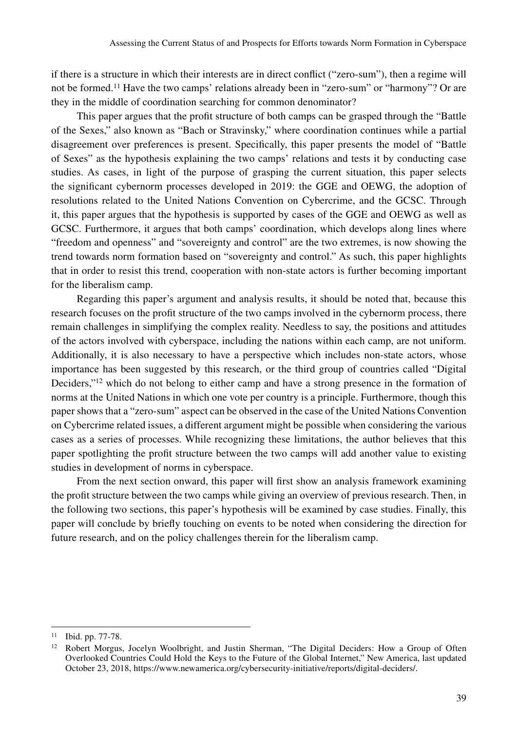if there is a structure in which their interests are in direct conflict ("zero-sum"), then a regime will not be formed.[11] Have the two camps' relations already been in "zero-sum" or "harmony"? Or are they in the middle of coordination searching for common denominator?

This paper argues that the profit structure of both camps can be grasped through the "Battle of the Sexes," also known as "Bach or Stravinsky," where coordination continues while a partial disagreement over preferences is present. Specifically, this paper presents the model of "Battle of Sexes" as the hypothesis explaining the two camps' relations and tests it by conducting case studies. As cases, in light of the purpose of grasping the current situation, this paper selects the significant cybernorm processes developed in 2019: the GGE and OEWG, the adoption of resolutions related to the United Nations Convention on Cybercrime, and the GCSC. Through it, this paper argues that the hypothesis is supported by cases of the GGE and OEWG as well as GCSC. Furthermore, it argues that both camps' coordination, which develops along lines where "freedom and openness" and "sovereignty and control" are the two extremes, is now showing the trend towards norm formation based on "sovereignty and control." As such, this paper highlights that in order to resist this trend, cooperation with non-state actors is further becoming important for the liberalism camp.

Regarding this paper's argument and analysis results, it should be noted that, because this research focuses on the profit structure of the two camps involved in the cybernorm process, there remain challenges in simplifying the complex reality. Needless to say, the positions and attitudes of the actors involved with cyberspace, including the nations within each camp, are not uniform. Additionally, it is also necessary to have a perspective which includes non-state actors, whose importance has been suggested by this research, or the third group of countries called "Digital Deciders,"[12] which do not belong to either camp and have a strong presence in the formation of norms at the United Nations in which one vote per country is a principle. Furthermore, though this paper shows that a "zero-sum" aspect can be observed in the case of the United Nations Convention on Cybercrime related issues, a different argument might be possible when considering the various cases as a series of processes. While recognizing these limitations, the author believes that this paper spotlighting the profit structure between the two camps will add another value to existing studies in development of norms in cyberspace.

From the next section onward, this paper will first show an analysis framework examining the profit structure between the two camps while giving an overview of previous research. Then, in the following two sections, this paper's hypothesis will be examined by case studies. Finally, this paper will conclude by briefly touching on events to be noted when considering the direction for future research, and on the policy challenges therein for the liberalism camp.

---

[11] Ibid. pp. 77-78.

[12] Robert Morgus, Jocelyn Woolbright, and Justin Sherman, "The Digital Deciders: How a Group of Often Overlooked Countries Could Hold the Keys to the Future of the Global Internet," New America, last updated October 23, 2018, https://www.newamerica.org/cybersecurity-initiative/reports/digital-deciders/.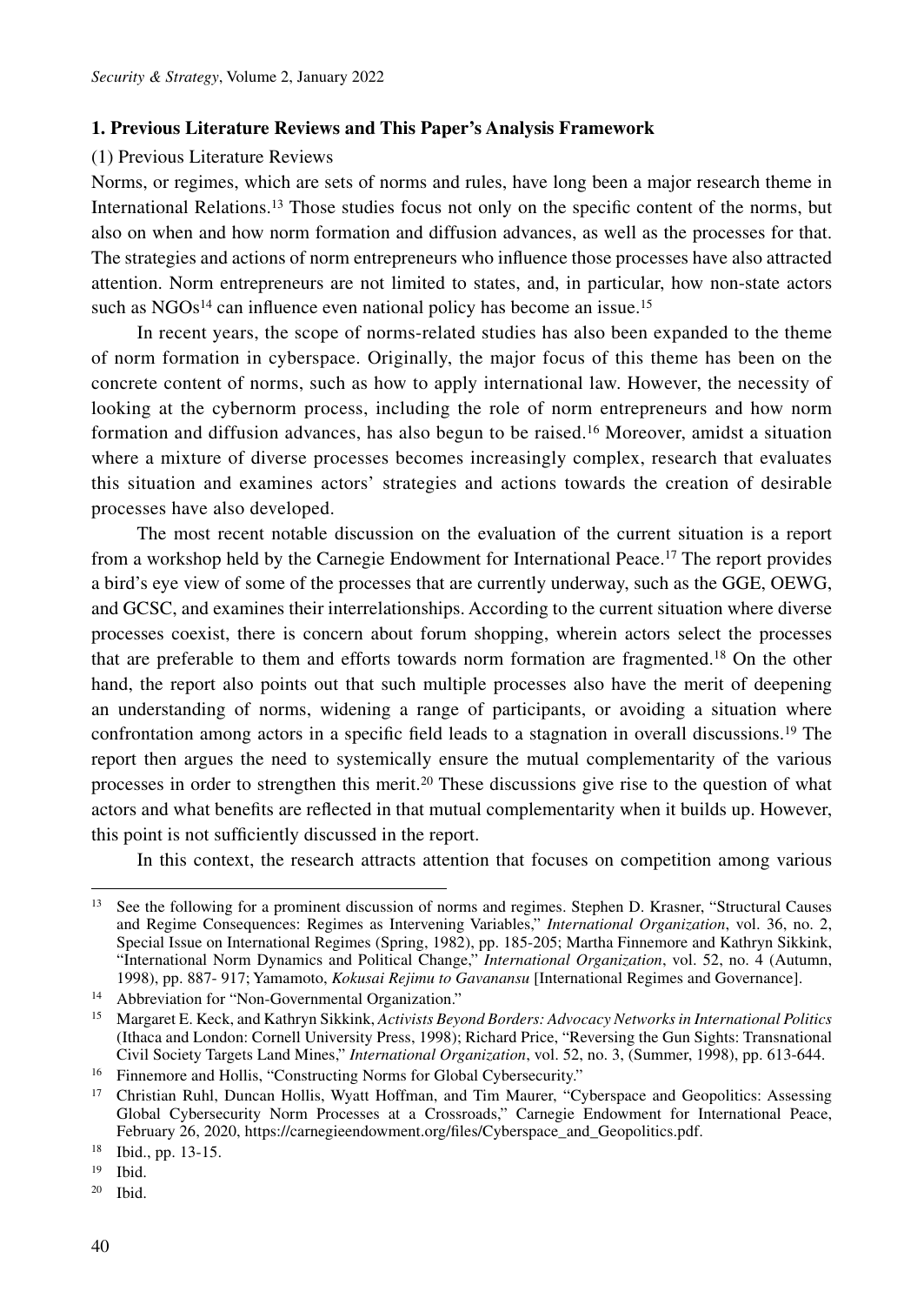## 1. Previous Literature Reviews and This Paper's Analysis Framework

(1) Previous Literature Reviews

Norms, or regimes, which are sets of norms and rules, have long been a major research theme in International Relations.[13] Those studies focus not only on the specific content of the norms, but also on when and how norm formation and diffusion advances, as well as the processes for that. The strategies and actions of norm entrepreneurs who influence those processes have also attracted attention. Norm entrepreneurs are not limited to states, and, in particular, how non-state actors such as NGOs[14] can influence even national policy has become an issue.[15]

In recent years, the scope of norms-related studies has also been expanded to the theme of norm formation in cyberspace. Originally, the major focus of this theme has been on the concrete content of norms, such as how to apply international law. However, the necessity of looking at the cybernorm process, including the role of norm entrepreneurs and how norm formation and diffusion advances, has also begun to be raised.[16] Moreover, amidst a situation where a mixture of diverse processes becomes increasingly complex, research that evaluates this situation and examines actors' strategies and actions towards the creation of desirable processes have also developed.

The most recent notable discussion on the evaluation of the current situation is a report from a workshop held by the Carnegie Endowment for International Peace.[17] The report provides a bird's eye view of some of the processes that are currently underway, such as the GGE, OEWG, and GCSC, and examines their interrelationships. According to the current situation where diverse processes coexist, there is concern about forum shopping, wherein actors select the processes that are preferable to them and efforts towards norm formation are fragmented.[18] On the other hand, the report also points out that such multiple processes also have the merit of deepening an understanding of norms, widening a range of participants, or avoiding a situation where confrontation among actors in a specific field leads to a stagnation in overall discussions.[19] The report then argues the need to systemically ensure the mutual complementarity of the various processes in order to strengthen this merit.[20] These discussions give rise to the question of what actors and what benefits are reflected in that mutual complementarity when it builds up. However, this point is not sufficiently discussed in the report.

In this context, the research attracts attention that focuses on competition among various

---

[13] See the following for a prominent discussion of norms and regimes. Stephen D. Krasner, "Structural Causes and Regime Consequences: Regimes as Intervening Variables," *International Organization*, vol. 36, no. 2, Special Issue on International Regimes (Spring, 1982), pp. 185-205; Martha Finnemore and Kathryn Sikkink, "International Norm Dynamics and Political Change," *International Organization*, vol. 52, no. 4 (Autumn, 1998), pp. 887- 917; Yamamoto, *Kokusai Rejimu to Gavanansu* [International Regimes and Governance].

[14] Abbreviation for "Non-Governmental Organization."

[15] Margaret E. Keck, and Kathryn Sikkink, *Activists Beyond Borders: Advocacy Networks in International Politics* (Ithaca and London: Cornell University Press, 1998); Richard Price, "Reversing the Gun Sights: Transnational Civil Society Targets Land Mines," *International Organization*, vol. 52, no. 3, (Summer, 1998), pp. 613-644.

[16] Finnemore and Hollis, "Constructing Norms for Global Cybersecurity."

[17] Christian Ruhl, Duncan Hollis, Wyatt Hoffman, and Tim Maurer, "Cyberspace and Geopolitics: Assessing Global Cybersecurity Norm Processes at a Crossroads," Carnegie Endowment for International Peace, February 26, 2020, https://carnegieendowment.org/files/Cyberspace_and_Geopolitics.pdf.

[18] Ibid., pp. 13-15.

[19] Ibid.

[20] Ibid.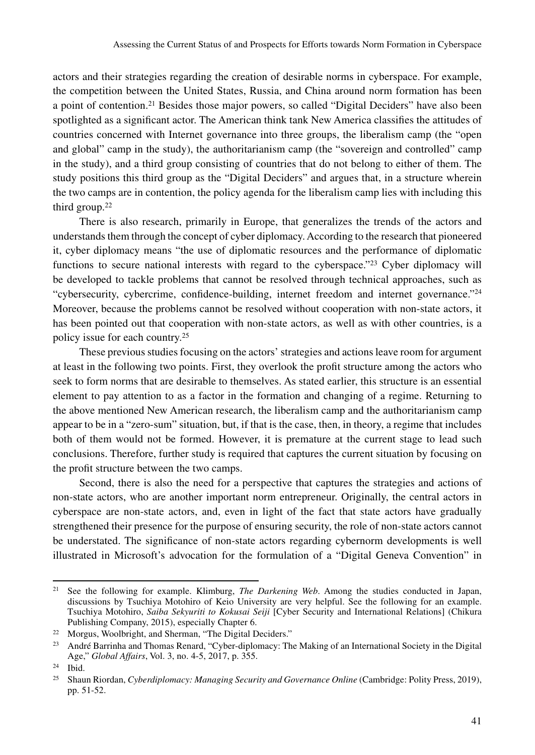actors and their strategies regarding the creation of desirable norms in cyberspace. For example, the competition between the United States, Russia, and China around norm formation has been a point of contention.[21] Besides those major powers, so called "Digital Deciders" have also been spotlighted as a significant actor. The American think tank New America classifies the attitudes of countries concerned with Internet governance into three groups, the liberalism camp (the "open and global" camp in the study), the authoritarianism camp (the "sovereign and controlled" camp in the study), and a third group consisting of countries that do not belong to either of them. The study positions this third group as the "Digital Deciders" and argues that, in a structure wherein the two camps are in contention, the policy agenda for the liberalism camp lies with including this third group.[22]

There is also research, primarily in Europe, that generalizes the trends of the actors and understands them through the concept of cyber diplomacy. According to the research that pioneered it, cyber diplomacy means "the use of diplomatic resources and the performance of diplomatic functions to secure national interests with regard to the cyberspace."[23] Cyber diplomacy will be developed to tackle problems that cannot be resolved through technical approaches, such as "cybersecurity, cybercrime, confidence-building, internet freedom and internet governance."[24] Moreover, because the problems cannot be resolved without cooperation with non-state actors, it has been pointed out that cooperation with non-state actors, as well as with other countries, is a policy issue for each country.[25]

These previous studies focusing on the actors' strategies and actions leave room for argument at least in the following two points. First, they overlook the profit structure among the actors who seek to form norms that are desirable to themselves. As stated earlier, this structure is an essential element to pay attention to as a factor in the formation and changing of a regime. Returning to the above mentioned New American research, the liberalism camp and the authoritarianism camp appear to be in a "zero-sum" situation, but, if that is the case, then, in theory, a regime that includes both of them would not be formed. However, it is premature at the current stage to lead such conclusions. Therefore, further study is required that captures the current situation by focusing on the profit structure between the two camps.

Second, there is also the need for a perspective that captures the strategies and actions of non-state actors, who are another important norm entrepreneur. Originally, the central actors in cyberspace are non-state actors, and, even in light of the fact that state actors have gradually strengthened their presence for the purpose of ensuring security, the role of non-state actors cannot be understated. The significance of non-state actors regarding cybernorm developments is well illustrated in Microsoft's advocation for the formulation of a "Digital Geneva Convention" in

---

[21] See the following for example. Klimburg, *The Darkening Web*. Among the studies conducted in Japan, discussions by Tsuchiya Motohiro of Keio University are very helpful. See the following for an example. Tsuchiya Motohiro, *Saiba Sekyuriti to Kokusai Seiji* [Cyber Security and International Relations] (Chikura Publishing Company, 2015), especially Chapter 6.

[22] Morgus, Woolbright, and Sherman, "The Digital Deciders."

[23] André Barrinha and Thomas Renard, "Cyber-diplomacy: The Making of an International Society in the Digital Age," *Global Affairs*, Vol. 3, no. 4-5, 2017, p. 355.

[24] Ibid.

[25] Shaun Riordan, *Cyberdiplomacy: Managing Security and Governance Online* (Cambridge: Polity Press, 2019), pp. 51-52.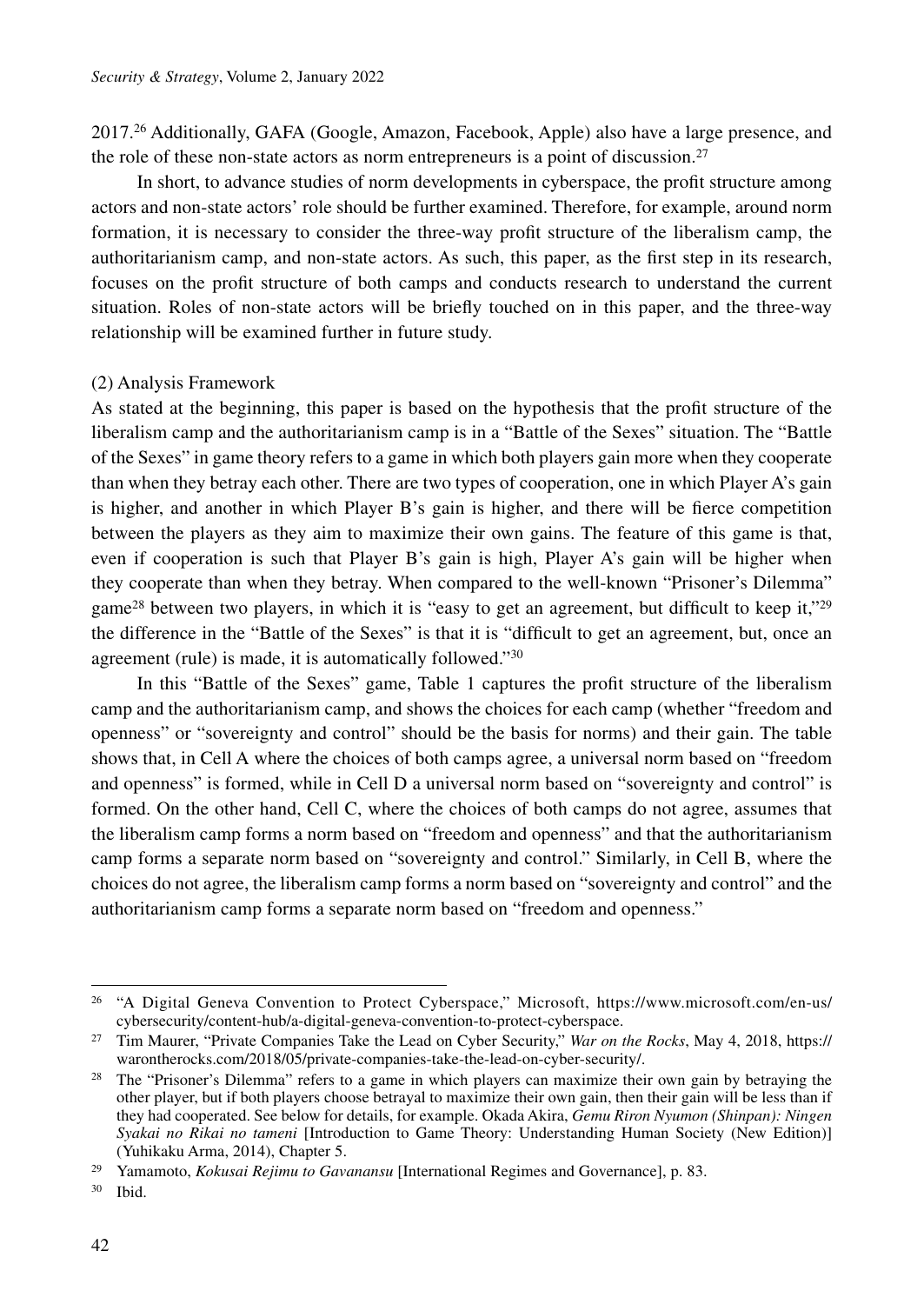2017.[26] Additionally, GAFA (Google, Amazon, Facebook, Apple) also have a large presence, and the role of these non-state actors as norm entrepreneurs is a point of discussion.[27]

In short, to advance studies of norm developments in cyberspace, the profit structure among actors and non-state actors' role should be further examined. Therefore, for example, around norm formation, it is necessary to consider the three-way profit structure of the liberalism camp, the authoritarianism camp, and non-state actors. As such, this paper, as the first step in its research, focuses on the profit structure of both camps and conducts research to understand the current situation. Roles of non-state actors will be briefly touched on in this paper, and the three-way relationship will be examined further in future study.

(2) Analysis Framework

As stated at the beginning, this paper is based on the hypothesis that the profit structure of the liberalism camp and the authoritarianism camp is in a "Battle of the Sexes" situation. The "Battle of the Sexes" in game theory refers to a game in which both players gain more when they cooperate than when they betray each other. There are two types of cooperation, one in which Player A's gain is higher, and another in which Player B's gain is higher, and there will be fierce competition between the players as they aim to maximize their own gains. The feature of this game is that, even if cooperation is such that Player B's gain is high, Player A's gain will be higher when they cooperate than when they betray. When compared to the well-known "Prisoner's Dilemma" game[28] between two players, in which it is "easy to get an agreement, but difficult to keep it,"[29] the difference in the "Battle of the Sexes" is that it is "difficult to get an agreement, but, once an agreement (rule) is made, it is automatically followed."[30]

In this "Battle of the Sexes" game, Table 1 captures the profit structure of the liberalism camp and the authoritarianism camp, and shows the choices for each camp (whether "freedom and openness" or "sovereignty and control" should be the basis for norms) and their gain. The table shows that, in Cell A where the choices of both camps agree, a universal norm based on "freedom and openness" is formed, while in Cell D a universal norm based on "sovereignty and control" is formed. On the other hand, Cell C, where the choices of both camps do not agree, assumes that the liberalism camp forms a norm based on "freedom and openness" and that the authoritarianism camp forms a separate norm based on "sovereignty and control." Similarly, in Cell B, where the choices do not agree, the liberalism camp forms a norm based on "sovereignty and control" and the authoritarianism camp forms a separate norm based on "freedom and openness."

---

[26] "A Digital Geneva Convention to Protect Cyberspace," Microsoft, https://www.microsoft.com/en-us/cybersecurity/content-hub/a-digital-geneva-convention-to-protect-cyberspace.

[27] Tim Maurer, "Private Companies Take the Lead on Cyber Security," *War on the Rocks*, May 4, 2018, https://warontherocks.com/2018/05/private-companies-take-the-lead-on-cyber-security/.

[28] The "Prisoner's Dilemma" refers to a game in which players can maximize their own gain by betraying the other player, but if both players choose betrayal to maximize their own gain, then their gain will be less than if they had cooperated. See below for details, for example. Okada Akira, *Gemu Riron Nyumon (Shinpan): Ningen Syakai no Rikai no tameni* [Introduction to Game Theory: Understanding Human Society (New Edition)] (Yuhikaku Arma, 2014), Chapter 5.

[29] Yamamoto, *Kokusai Rejimu to Gavanansu* [International Regimes and Governance], p. 83.

[30] Ibid.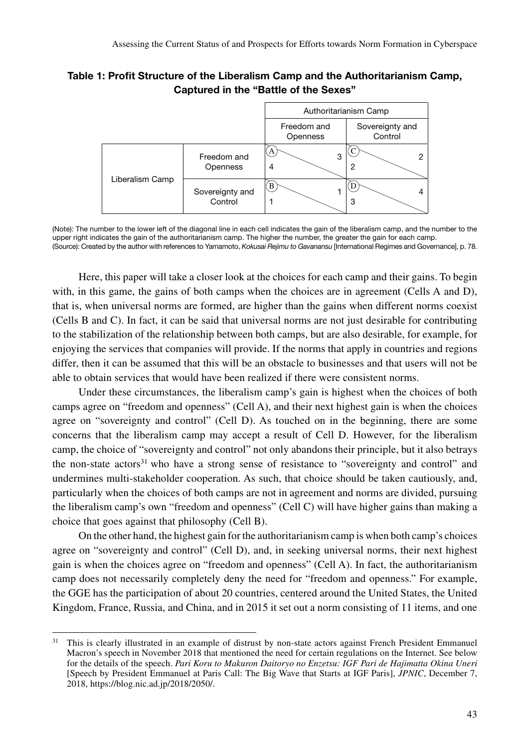**Table 1: Profit Structure of the Liberalism Camp and the Authoritarianism Camp, Captured in the "Battle of the Sexes"**

| | | Authoritarianism Camp | |
|---|---|---|---|
| | | Freedom and Openness | Sovereignty and Control |
| Liberalism Camp | Freedom and Openness | (A) 4 \ 3 | (C) 2 \ 2 |
| | Sovereignty and Control | (B) 1 \ 1 | (D) 3 \ 4 |

(Note): The number to the lower left of the diagonal line in each cell indicates the gain of the liberalism camp, and the number to the upper right indicates the gain of the authoritarianism camp. The higher the number, the greater the gain for each camp.
(Source): Created by the author with references to Yamamoto, *Kokusai Rejimu to Gavanansu* [International Regimes and Governance], p. 78.

Here, this paper will take a closer look at the choices for each camp and their gains. To begin with, in this game, the gains of both camps when the choices are in agreement (Cells A and D), that is, when universal norms are formed, are higher than the gains when different norms coexist (Cells B and C). In fact, it can be said that universal norms are not just desirable for contributing to the stabilization of the relationship between both camps, but are also desirable, for example, for enjoying the services that companies will provide. If the norms that apply in countries and regions differ, then it can be assumed that this will be an obstacle to businesses and that users will not be able to obtain services that would have been realized if there were consistent norms.

Under these circumstances, the liberalism camp's gain is highest when the choices of both camps agree on "freedom and openness" (Cell A), and their next highest gain is when the choices agree on "sovereignty and control" (Cell D). As touched on in the beginning, there are some concerns that the liberalism camp may accept a result of Cell D. However, for the liberalism camp, the choice of "sovereignty and control" not only abandons their principle, but it also betrays the non-state actors[31] who have a strong sense of resistance to "sovereignty and control" and undermines multi-stakeholder cooperation. As such, that choice should be taken cautiously, and, particularly when the choices of both camps are not in agreement and norms are divided, pursuing the liberalism camp's own "freedom and openness" (Cell C) will have higher gains than making a choice that goes against that philosophy (Cell B).

On the other hand, the highest gain for the authoritarianism camp is when both camp's choices agree on "sovereignty and control" (Cell D), and, in seeking universal norms, their next highest gain is when the choices agree on "freedom and openness" (Cell A). In fact, the authoritarianism camp does not necessarily completely deny the need for "freedom and openness." For example, the GGE has the participation of about 20 countries, centered around the United States, the United Kingdom, France, Russia, and China, and in 2015 it set out a norm consisting of 11 items, and one

---

[31] This is clearly illustrated in an example of distrust by non-state actors against French President Emmanuel Macron's speech in November 2018 that mentioned the need for certain regulations on the Internet. See below for the details of the speech. *Pari Koru to Makuron Daitoryo no Enzetsu: IGF Pari de Hajimatta Okina Uneri* [Speech by President Emmanuel at Paris Call: The Big Wave that Starts at IGF Paris], *JPNIC*, December 7, 2018, https://blog.nic.ad.jp/2018/2050/.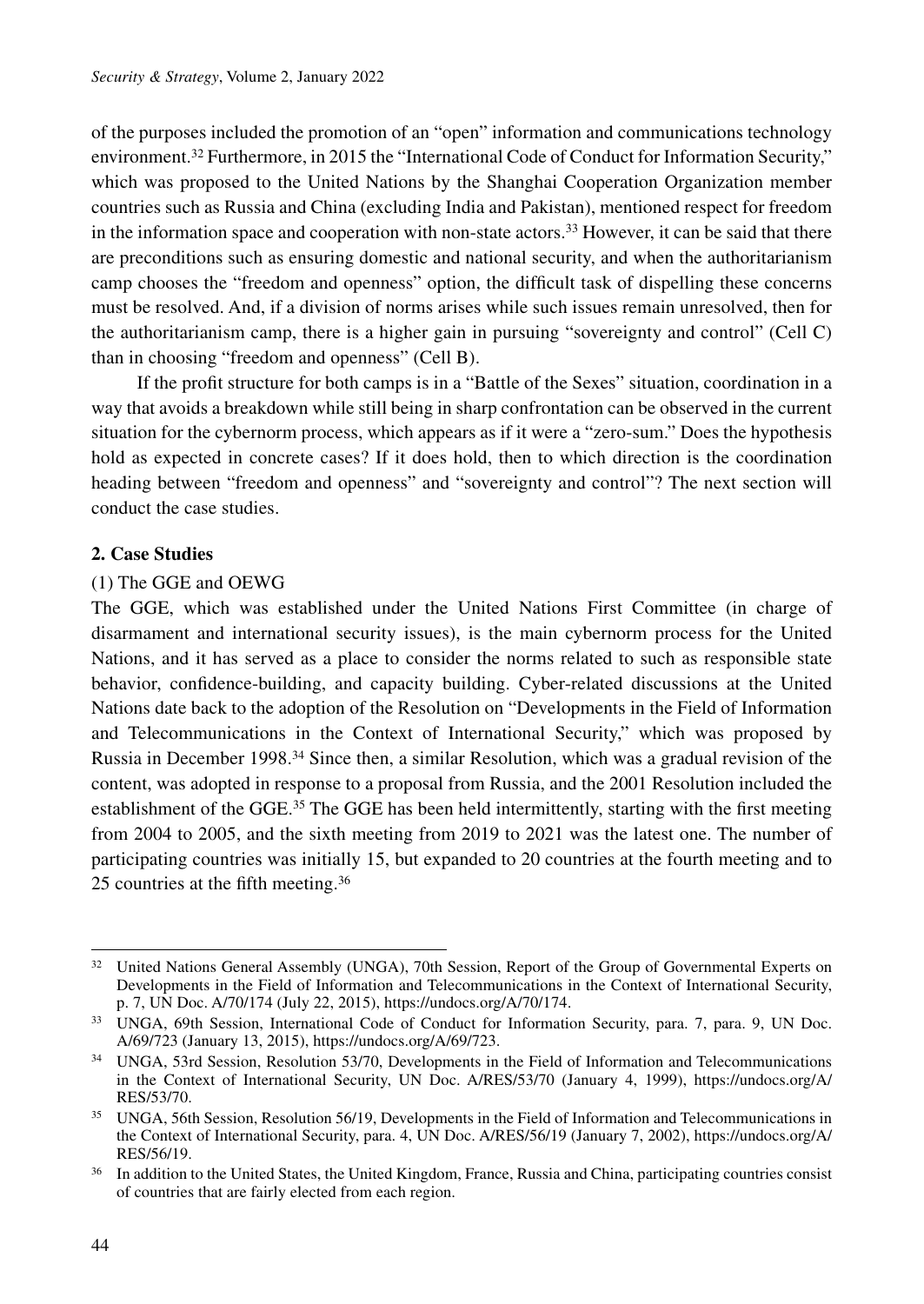of the purposes included the promotion of an "open" information and communications technology environment.[32] Furthermore, in 2015 the "International Code of Conduct for Information Security," which was proposed to the United Nations by the Shanghai Cooperation Organization member countries such as Russia and China (excluding India and Pakistan), mentioned respect for freedom in the information space and cooperation with non-state actors.[33] However, it can be said that there are preconditions such as ensuring domestic and national security, and when the authoritarianism camp chooses the "freedom and openness" option, the difficult task of dispelling these concerns must be resolved. And, if a division of norms arises while such issues remain unresolved, then for the authoritarianism camp, there is a higher gain in pursuing "sovereignty and control" (Cell C) than in choosing "freedom and openness" (Cell B).

If the profit structure for both camps is in a "Battle of the Sexes" situation, coordination in a way that avoids a breakdown while still being in sharp confrontation can be observed in the current situation for the cybernorm process, which appears as if it were a "zero-sum." Does the hypothesis hold as expected in concrete cases? If it does hold, then to which direction is the coordination heading between "freedom and openness" and "sovereignty and control"? The next section will conduct the case studies.

## 2. Case Studies

### (1) The GGE and OEWG

The GGE, which was established under the United Nations First Committee (in charge of disarmament and international security issues), is the main cybernorm process for the United Nations, and it has served as a place to consider the norms related to such as responsible state behavior, confidence-building, and capacity building. Cyber-related discussions at the United Nations date back to the adoption of the Resolution on "Developments in the Field of Information and Telecommunications in the Context of International Security," which was proposed by Russia in December 1998.[34] Since then, a similar Resolution, which was a gradual revision of the content, was adopted in response to a proposal from Russia, and the 2001 Resolution included the establishment of the GGE.[35] The GGE has been held intermittently, starting with the first meeting from 2004 to 2005, and the sixth meeting from 2019 to 2021 was the latest one. The number of participating countries was initially 15, but expanded to 20 countries at the fourth meeting and to 25 countries at the fifth meeting.[36]

---

[32] United Nations General Assembly (UNGA), 70th Session, Report of the Group of Governmental Experts on Developments in the Field of Information and Telecommunications in the Context of International Security, p. 7, UN Doc. A/70/174 (July 22, 2015), https://undocs.org/A/70/174.

[33] UNGA, 69th Session, International Code of Conduct for Information Security, para. 7, para. 9, UN Doc. A/69/723 (January 13, 2015), https://undocs.org/A/69/723.

[34] UNGA, 53rd Session, Resolution 53/70, Developments in the Field of Information and Telecommunications in the Context of International Security, UN Doc. A/RES/53/70 (January 4, 1999), https://undocs.org/A/RES/53/70.

[35] UNGA, 56th Session, Resolution 56/19, Developments in the Field of Information and Telecommunications in the Context of International Security, para. 4, UN Doc. A/RES/56/19 (January 7, 2002), https://undocs.org/A/RES/56/19.

[36] In addition to the United States, the United Kingdom, France, Russia and China, participating countries consist of countries that are fairly elected from each region.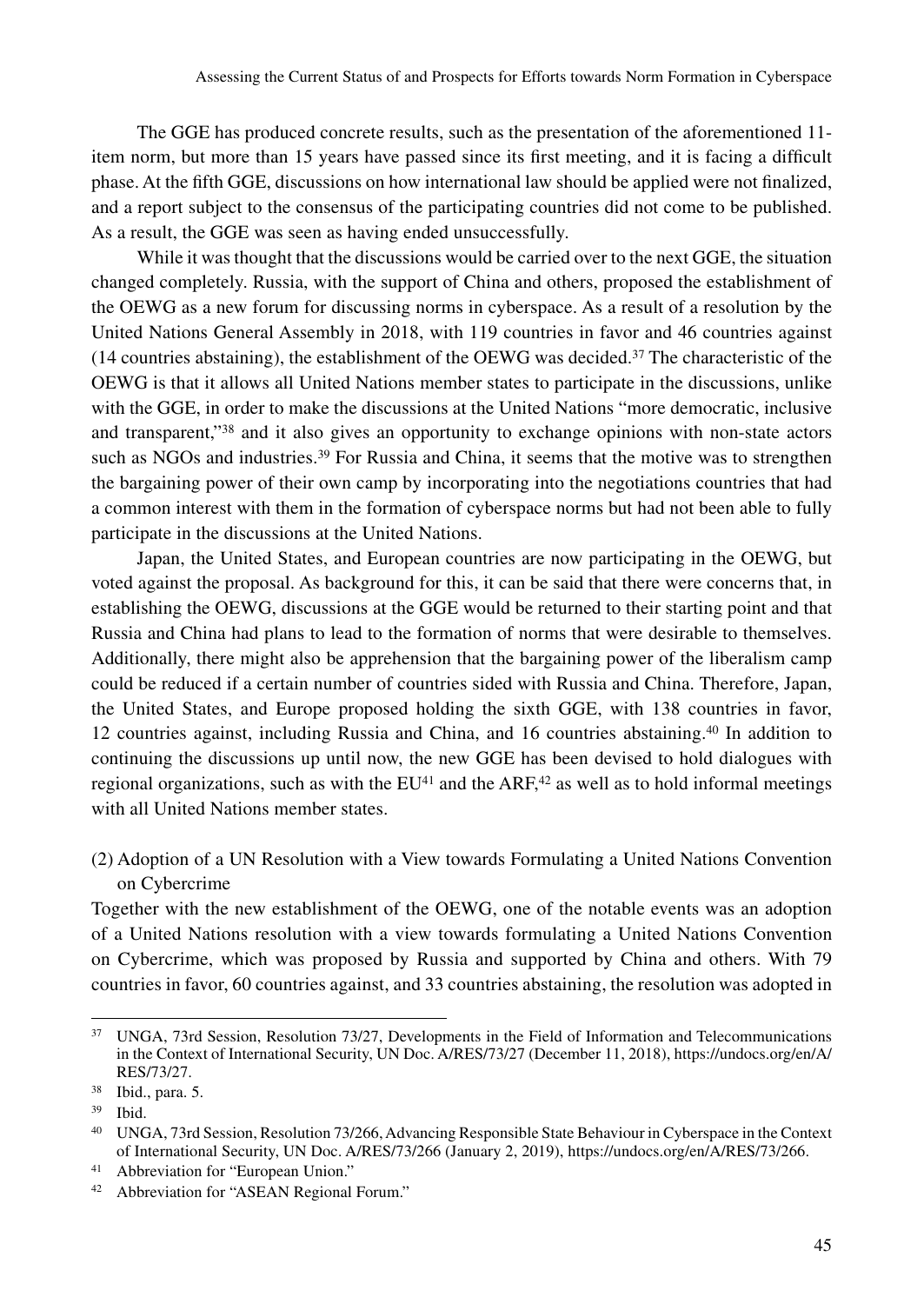The GGE has produced concrete results, such as the presentation of the aforementioned 11-item norm, but more than 15 years have passed since its first meeting, and it is facing a difficult phase. At the fifth GGE, discussions on how international law should be applied were not finalized, and a report subject to the consensus of the participating countries did not come to be published. As a result, the GGE was seen as having ended unsuccessfully.

While it was thought that the discussions would be carried over to the next GGE, the situation changed completely. Russia, with the support of China and others, proposed the establishment of the OEWG as a new forum for discussing norms in cyberspace. As a result of a resolution by the United Nations General Assembly in 2018, with 119 countries in favor and 46 countries against (14 countries abstaining), the establishment of the OEWG was decided.[37] The characteristic of the OEWG is that it allows all United Nations member states to participate in the discussions, unlike with the GGE, in order to make the discussions at the United Nations "more democratic, inclusive and transparent,"[38] and it also gives an opportunity to exchange opinions with non-state actors such as NGOs and industries.[39] For Russia and China, it seems that the motive was to strengthen the bargaining power of their own camp by incorporating into the negotiations countries that had a common interest with them in the formation of cyberspace norms but had not been able to fully participate in the discussions at the United Nations.

Japan, the United States, and European countries are now participating in the OEWG, but voted against the proposal. As background for this, it can be said that there were concerns that, in establishing the OEWG, discussions at the GGE would be returned to their starting point and that Russia and China had plans to lead to the formation of norms that were desirable to themselves. Additionally, there might also be apprehension that the bargaining power of the liberalism camp could be reduced if a certain number of countries sided with Russia and China. Therefore, Japan, the United States, and Europe proposed holding the sixth GGE, with 138 countries in favor, 12 countries against, including Russia and China, and 16 countries abstaining.[40] In addition to continuing the discussions up until now, the new GGE has been devised to hold dialogues with regional organizations, such as with the EU[41] and the ARF,[42] as well as to hold informal meetings with all United Nations member states.

(2) Adoption of a UN Resolution with a View towards Formulating a United Nations Convention on Cybercrime

Together with the new establishment of the OEWG, one of the notable events was an adoption of a United Nations resolution with a view towards formulating a United Nations Convention on Cybercrime, which was proposed by Russia and supported by China and others. With 79 countries in favor, 60 countries against, and 33 countries abstaining, the resolution was adopted in

---

[37] UNGA, 73rd Session, Resolution 73/27, Developments in the Field of Information and Telecommunications in the Context of International Security, UN Doc. A/RES/73/27 (December 11, 2018), https://undocs.org/en/A/RES/73/27.

[38] Ibid., para. 5.

[39] Ibid.

[40] UNGA, 73rd Session, Resolution 73/266, Advancing Responsible State Behaviour in Cyberspace in the Context of International Security, UN Doc. A/RES/73/266 (January 2, 2019), https://undocs.org/en/A/RES/73/266.

[41] Abbreviation for "European Union."

[42] Abbreviation for "ASEAN Regional Forum."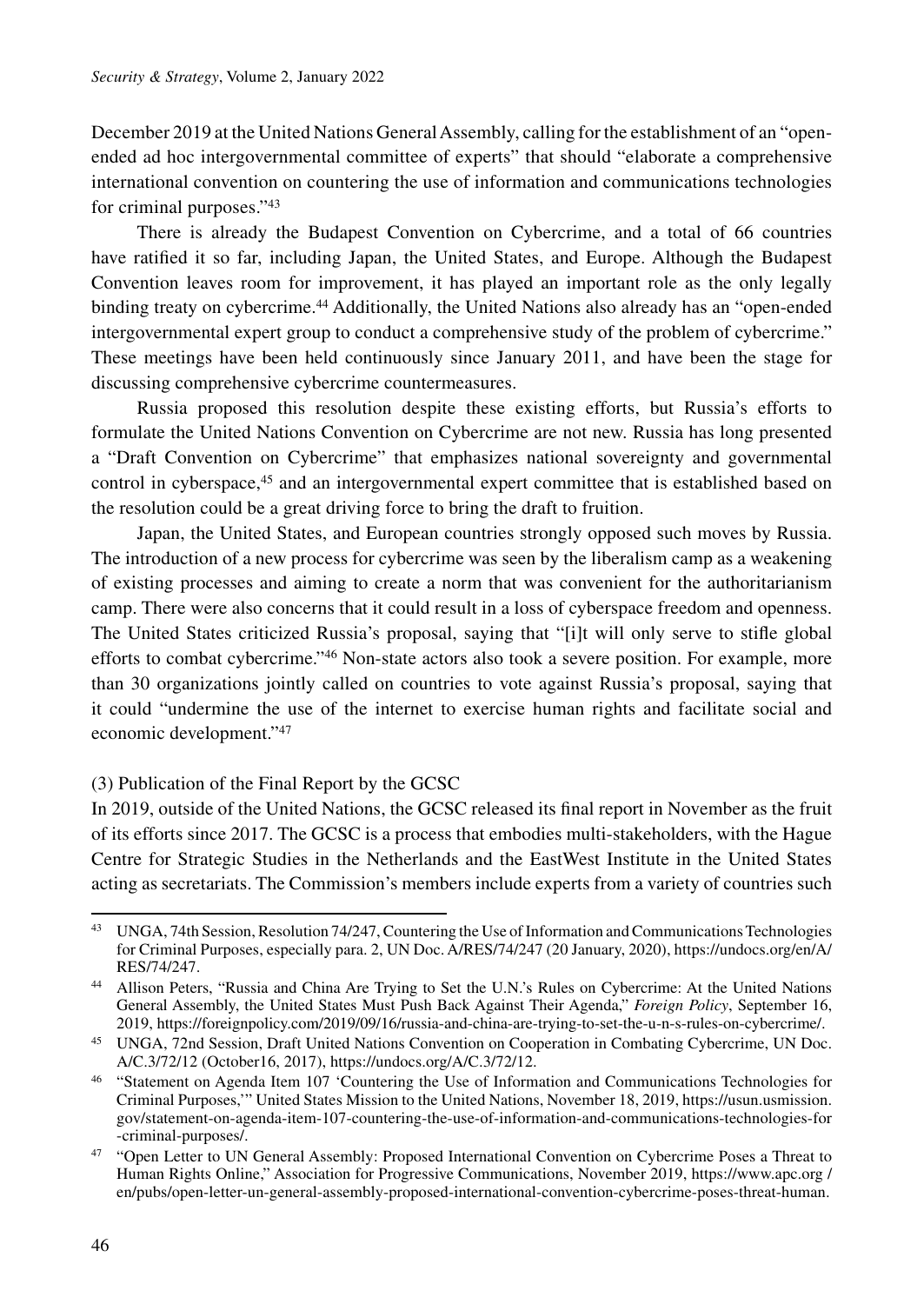December 2019 at the United Nations General Assembly, calling for the establishment of an "open-ended ad hoc intergovernmental committee of experts" that should "elaborate a comprehensive international convention on countering the use of information and communications technologies for criminal purposes."[43]

There is already the Budapest Convention on Cybercrime, and a total of 66 countries have ratified it so far, including Japan, the United States, and Europe. Although the Budapest Convention leaves room for improvement, it has played an important role as the only legally binding treaty on cybercrime.[44] Additionally, the United Nations also already has an "open-ended intergovernmental expert group to conduct a comprehensive study of the problem of cybercrime." These meetings have been held continuously since January 2011, and have been the stage for discussing comprehensive cybercrime countermeasures.

Russia proposed this resolution despite these existing efforts, but Russia's efforts to formulate the United Nations Convention on Cybercrime are not new. Russia has long presented a "Draft Convention on Cybercrime" that emphasizes national sovereignty and governmental control in cyberspace,[45] and an intergovernmental expert committee that is established based on the resolution could be a great driving force to bring the draft to fruition.

Japan, the United States, and European countries strongly opposed such moves by Russia. The introduction of a new process for cybercrime was seen by the liberalism camp as a weakening of existing processes and aiming to create a norm that was convenient for the authoritarianism camp. There were also concerns that it could result in a loss of cyberspace freedom and openness. The United States criticized Russia's proposal, saying that "[i]t will only serve to stifle global efforts to combat cybercrime."[46] Non-state actors also took a severe position. For example, more than 30 organizations jointly called on countries to vote against Russia's proposal, saying that it could "undermine the use of the internet to exercise human rights and facilitate social and economic development."[47]

(3) Publication of the Final Report by the GCSC

In 2019, outside of the United Nations, the GCSC released its final report in November as the fruit of its efforts since 2017. The GCSC is a process that embodies multi-stakeholders, with the Hague Centre for Strategic Studies in the Netherlands and the EastWest Institute in the United States acting as secretariats. The Commission's members include experts from a variety of countries such

---

[43] UNGA, 74th Session, Resolution 74/247, Countering the Use of Information and Communications Technologies for Criminal Purposes, especially para. 2, UN Doc. A/RES/74/247 (20 January, 2020), https://undocs.org/en/A/RES/74/247.

[44] Allison Peters, "Russia and China Are Trying to Set the U.N.'s Rules on Cybercrime: At the United Nations General Assembly, the United States Must Push Back Against Their Agenda," *Foreign Policy*, September 16, 2019, https://foreignpolicy.com/2019/09/16/russia-and-china-are-trying-to-set-the-u-n-s-rules-on-cybercrime/.

[45] UNGA, 72nd Session, Draft United Nations Convention on Cooperation in Combating Cybercrime, UN Doc. A/C.3/72/12 (October16, 2017), https://undocs.org/A/C.3/72/12.

[46] "Statement on Agenda Item 107 'Countering the Use of Information and Communications Technologies for Criminal Purposes,'" United States Mission to the United Nations, November 18, 2019, https://usun.usmission.gov/statement-on-agenda-item-107-countering-the-use-of-information-and-communications-technologies-for-criminal-purposes/.

[47] "Open Letter to UN General Assembly: Proposed International Convention on Cybercrime Poses a Threat to Human Rights Online," Association for Progressive Communications, November 2019, https://www.apc.org/en/pubs/open-letter-un-general-assembly-proposed-international-convention-cybercrime-poses-threat-human.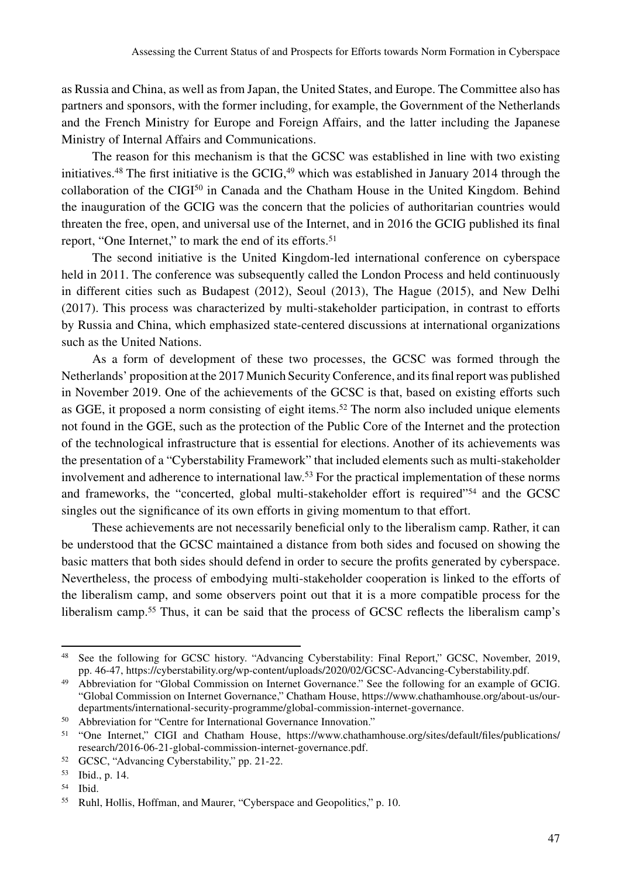as Russia and China, as well as from Japan, the United States, and Europe. The Committee also has partners and sponsors, with the former including, for example, the Government of the Netherlands and the French Ministry for Europe and Foreign Affairs, and the latter including the Japanese Ministry of Internal Affairs and Communications.

The reason for this mechanism is that the GCSC was established in line with two existing initiatives.[48] The first initiative is the GCIG,[49] which was established in January 2014 through the collaboration of the CIGI[50] in Canada and the Chatham House in the United Kingdom. Behind the inauguration of the GCIG was the concern that the policies of authoritarian countries would threaten the free, open, and universal use of the Internet, and in 2016 the GCIG published its final report, "One Internet," to mark the end of its efforts.[51]

The second initiative is the United Kingdom-led international conference on cyberspace held in 2011. The conference was subsequently called the London Process and held continuously in different cities such as Budapest (2012), Seoul (2013), The Hague (2015), and New Delhi (2017). This process was characterized by multi-stakeholder participation, in contrast to efforts by Russia and China, which emphasized state-centered discussions at international organizations such as the United Nations.

As a form of development of these two processes, the GCSC was formed through the Netherlands' proposition at the 2017 Munich Security Conference, and its final report was published in November 2019. One of the achievements of the GCSC is that, based on existing efforts such as GGE, it proposed a norm consisting of eight items.[52] The norm also included unique elements not found in the GGE, such as the protection of the Public Core of the Internet and the protection of the technological infrastructure that is essential for elections. Another of its achievements was the presentation of a "Cyberstability Framework" that included elements such as multi-stakeholder involvement and adherence to international law.[53] For the practical implementation of these norms and frameworks, the "concerted, global multi-stakeholder effort is required"[54] and the GCSC singles out the significance of its own efforts in giving momentum to that effort.

These achievements are not necessarily beneficial only to the liberalism camp. Rather, it can be understood that the GCSC maintained a distance from both sides and focused on showing the basic matters that both sides should defend in order to secure the profits generated by cyberspace. Nevertheless, the process of embodying multi-stakeholder cooperation is linked to the efforts of the liberalism camp, and some observers point out that it is a more compatible process for the liberalism camp.[55] Thus, it can be said that the process of GCSC reflects the liberalism camp's

---

[48] See the following for GCSC history. "Advancing Cyberstability: Final Report," GCSC, November, 2019, pp. 46-47, https://cyberstability.org/wp-content/uploads/2020/02/GCSC-Advancing-Cyberstability.pdf.

[49] Abbreviation for "Global Commission on Internet Governance." See the following for an example of GCIG. "Global Commission on Internet Governance," Chatham House, https://www.chathamhouse.org/about-us/our-departments/international-security-programme/global-commission-internet-governance.

[50] Abbreviation for "Centre for International Governance Innovation."

[51] "One Internet," CIGI and Chatham House, https://www.chathamhouse.org/sites/default/files/publications/research/2016-06-21-global-commission-internet-governance.pdf.

[52] GCSC, "Advancing Cyberstability," pp. 21-22.

[53] Ibid., p. 14.

[54] Ibid.

[55] Ruhl, Hollis, Hoffman, and Maurer, "Cyberspace and Geopolitics," p. 10.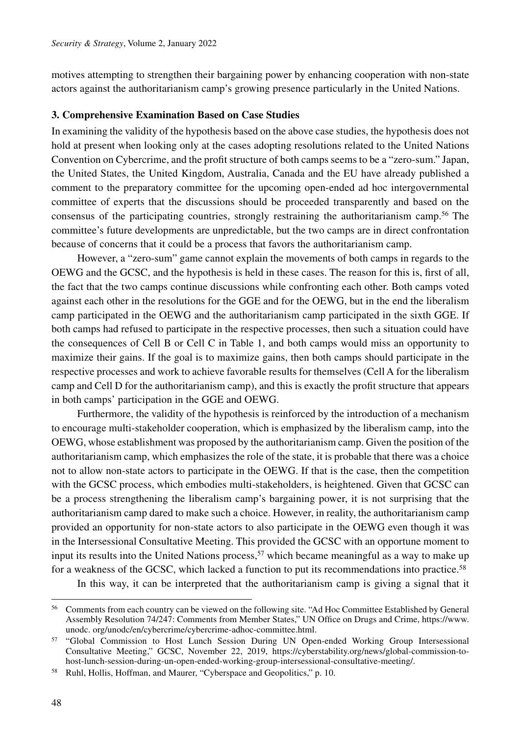motives attempting to strengthen their bargaining power by enhancing cooperation with non-state actors against the authoritarianism camp's growing presence particularly in the United Nations.

### 3. Comprehensive Examination Based on Case Studies

In examining the validity of the hypothesis based on the above case studies, the hypothesis does not hold at present when looking only at the cases adopting resolutions related to the United Nations Convention on Cybercrime, and the profit structure of both camps seems to be a "zero-sum." Japan, the United States, the United Kingdom, Australia, Canada and the EU have already published a comment to the preparatory committee for the upcoming open-ended ad hoc intergovernmental committee of experts that the discussions should be proceeded transparently and based on the consensus of the participating countries, strongly restraining the authoritarianism camp.[56] The committee's future developments are unpredictable, but the two camps are in direct confrontation because of concerns that it could be a process that favors the authoritarianism camp.

However, a "zero-sum" game cannot explain the movements of both camps in regards to the OEWG and the GCSC, and the hypothesis is held in these cases. The reason for this is, first of all, the fact that the two camps continue discussions while confronting each other. Both camps voted against each other in the resolutions for the GGE and for the OEWG, but in the end the liberalism camp participated in the OEWG and the authoritarianism camp participated in the sixth GGE. If both camps had refused to participate in the respective processes, then such a situation could have the consequences of Cell B or Cell C in Table 1, and both camps would miss an opportunity to maximize their gains. If the goal is to maximize gains, then both camps should participate in the respective processes and work to achieve favorable results for themselves (Cell A for the liberalism camp and Cell D for the authoritarianism camp), and this is exactly the profit structure that appears in both camps' participation in the GGE and OEWG.

Furthermore, the validity of the hypothesis is reinforced by the introduction of a mechanism to encourage multi-stakeholder cooperation, which is emphasized by the liberalism camp, into the OEWG, whose establishment was proposed by the authoritarianism camp. Given the position of the authoritarianism camp, which emphasizes the role of the state, it is probable that there was a choice not to allow non-state actors to participate in the OEWG. If that is the case, then the competition with the GCSC process, which embodies multi-stakeholders, is heightened. Given that GCSC can be a process strengthening the liberalism camp's bargaining power, it is not surprising that the authoritarianism camp dared to make such a choice. However, in reality, the authoritarianism camp provided an opportunity for non-state actors to also participate in the OEWG even though it was in the Intersessional Consultative Meeting. This provided the GCSC with an opportune moment to input its results into the United Nations process,[57] which became meaningful as a way to make up for a weakness of the GCSC, which lacked a function to put its recommendations into practice.[58]

In this way, it can be interpreted that the authoritarianism camp is giving a signal that it

---

[56] Comments from each country can be viewed on the following site. "Ad Hoc Committee Established by General Assembly Resolution 74/247: Comments from Member States," UN Office on Drugs and Crime, https://www.unodc. org/unodc/en/cybercrime/cybercrime-adhoc-committee.html.

[57] "Global Commission to Host Lunch Session During UN Open-ended Working Group Intersessional Consultative Meeting," GCSC, November 22, 2019, https://cyberstability.org/news/global-commission-to-host-lunch-session-during-un-open-ended-working-group-intersessional-consultative-meeting/.

[58] Ruhl, Hollis, Hoffman, and Maurer, "Cyberspace and Geopolitics," p. 10.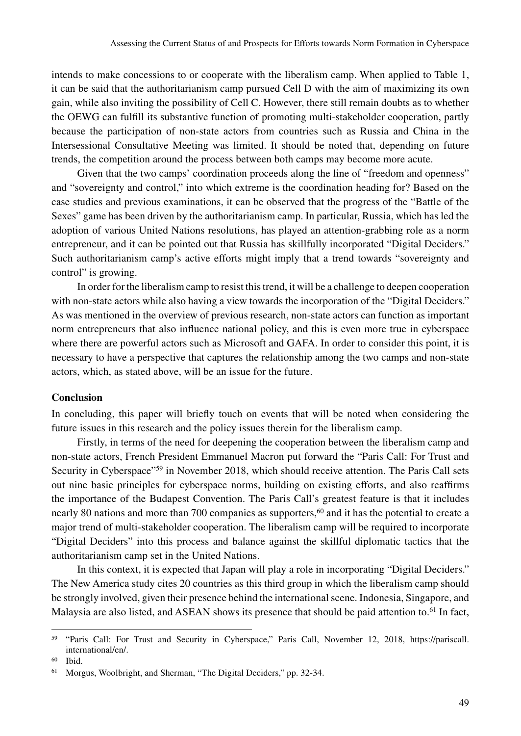intends to make concessions to or cooperate with the liberalism camp. When applied to Table 1, it can be said that the authoritarianism camp pursued Cell D with the aim of maximizing its own gain, while also inviting the possibility of Cell C. However, there still remain doubts as to whether the OEWG can fulfill its substantive function of promoting multi-stakeholder cooperation, partly because the participation of non-state actors from countries such as Russia and China in the Intersessional Consultative Meeting was limited. It should be noted that, depending on future trends, the competition around the process between both camps may become more acute.

Given that the two camps' coordination proceeds along the line of "freedom and openness" and "sovereignty and control," into which extreme is the coordination heading for? Based on the case studies and previous examinations, it can be observed that the progress of the "Battle of the Sexes" game has been driven by the authoritarianism camp. In particular, Russia, which has led the adoption of various United Nations resolutions, has played an attention-grabbing role as a norm entrepreneur, and it can be pointed out that Russia has skillfully incorporated "Digital Deciders." Such authoritarianism camp's active efforts might imply that a trend towards "sovereignty and control" is growing.

In order for the liberalism camp to resist this trend, it will be a challenge to deepen cooperation with non-state actors while also having a view towards the incorporation of the "Digital Deciders." As was mentioned in the overview of previous research, non-state actors can function as important norm entrepreneurs that also influence national policy, and this is even more true in cyberspace where there are powerful actors such as Microsoft and GAFA. In order to consider this point, it is necessary to have a perspective that captures the relationship among the two camps and non-state actors, which, as stated above, will be an issue for the future.

## Conclusion

In concluding, this paper will briefly touch on events that will be noted when considering the future issues in this research and the policy issues therein for the liberalism camp.

Firstly, in terms of the need for deepening the cooperation between the liberalism camp and non-state actors, French President Emmanuel Macron put forward the "Paris Call: For Trust and Security in Cyberspace"[59] in November 2018, which should receive attention. The Paris Call sets out nine basic principles for cyberspace norms, building on existing efforts, and also reaffirms the importance of the Budapest Convention. The Paris Call's greatest feature is that it includes nearly 80 nations and more than 700 companies as supporters,[60] and it has the potential to create a major trend of multi-stakeholder cooperation. The liberalism camp will be required to incorporate "Digital Deciders" into this process and balance against the skillful diplomatic tactics that the authoritarianism camp set in the United Nations.

In this context, it is expected that Japan will play a role in incorporating "Digital Deciders." The New America study cites 20 countries as this third group in which the liberalism camp should be strongly involved, given their presence behind the international scene. Indonesia, Singapore, and Malaysia are also listed, and ASEAN shows its presence that should be paid attention to.[61] In fact,

---

[59] "Paris Call: For Trust and Security in Cyberspace," Paris Call, November 12, 2018, https://pariscall.international/en/.

[60] Ibid.

[61] Morgus, Woolbright, and Sherman, "The Digital Deciders," pp. 32-34.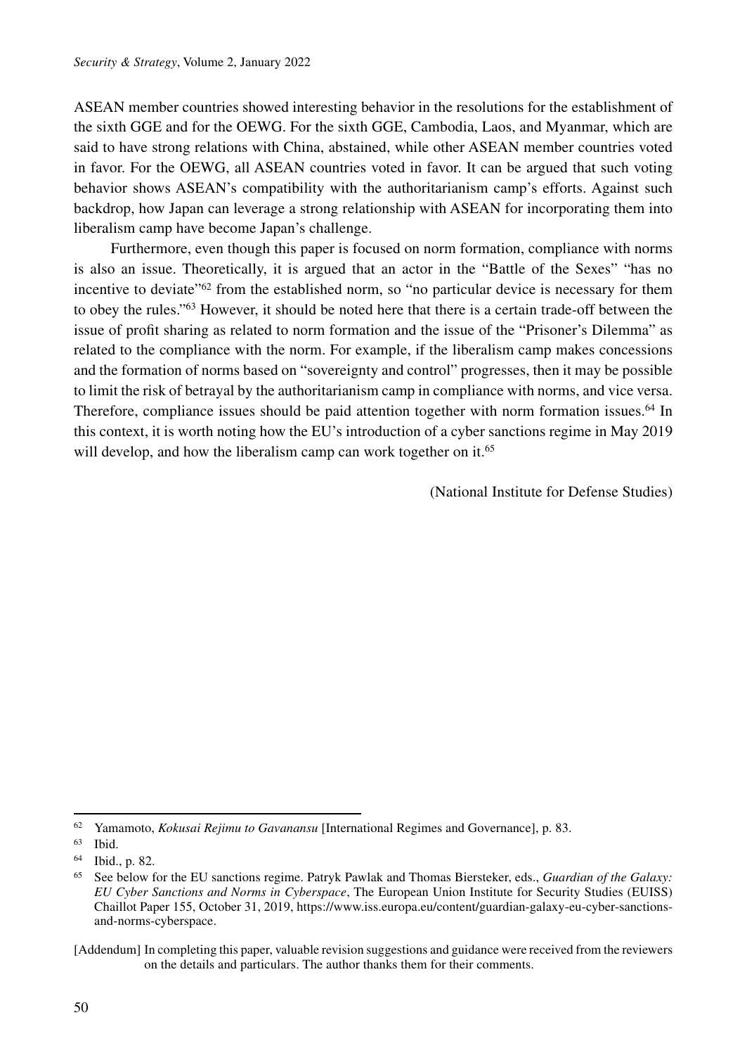ASEAN member countries showed interesting behavior in the resolutions for the establishment of the sixth GGE and for the OEWG. For the sixth GGE, Cambodia, Laos, and Myanmar, which are said to have strong relations with China, abstained, while other ASEAN member countries voted in favor. For the OEWG, all ASEAN countries voted in favor. It can be argued that such voting behavior shows ASEAN's compatibility with the authoritarianism camp's efforts. Against such backdrop, how Japan can leverage a strong relationship with ASEAN for incorporating them into liberalism camp have become Japan's challenge.

Furthermore, even though this paper is focused on norm formation, compliance with norms is also an issue. Theoretically, it is argued that an actor in the "Battle of the Sexes" "has no incentive to deviate"[62] from the established norm, so "no particular device is necessary for them to obey the rules."[63] However, it should be noted here that there is a certain trade-off between the issue of profit sharing as related to norm formation and the issue of the "Prisoner's Dilemma" as related to the compliance with the norm. For example, if the liberalism camp makes concessions and the formation of norms based on "sovereignty and control" progresses, then it may be possible to limit the risk of betrayal by the authoritarianism camp in compliance with norms, and vice versa. Therefore, compliance issues should be paid attention together with norm formation issues.[64] In this context, it is worth noting how the EU's introduction of a cyber sanctions regime in May 2019 will develop, and how the liberalism camp can work together on it.[65]

(National Institute for Defense Studies)

---

[62] Yamamoto, *Kokusai Rejimu to Gavanansu* [International Regimes and Governance], p. 83.

[63] Ibid.

[64] Ibid., p. 82.

[65] See below for the EU sanctions regime. Patryk Pawlak and Thomas Biersteker, eds., *Guardian of the Galaxy: EU Cyber Sanctions and Norms in Cyberspace*, The European Union Institute for Security Studies (EUISS) Chaillot Paper 155, October 31, 2019, https://www.iss.europa.eu/content/guardian-galaxy-eu-cyber-sanctions-and-norms-cyberspace.

[Addendum] In completing this paper, valuable revision suggestions and guidance were received from the reviewers on the details and particulars. The author thanks them for their comments.